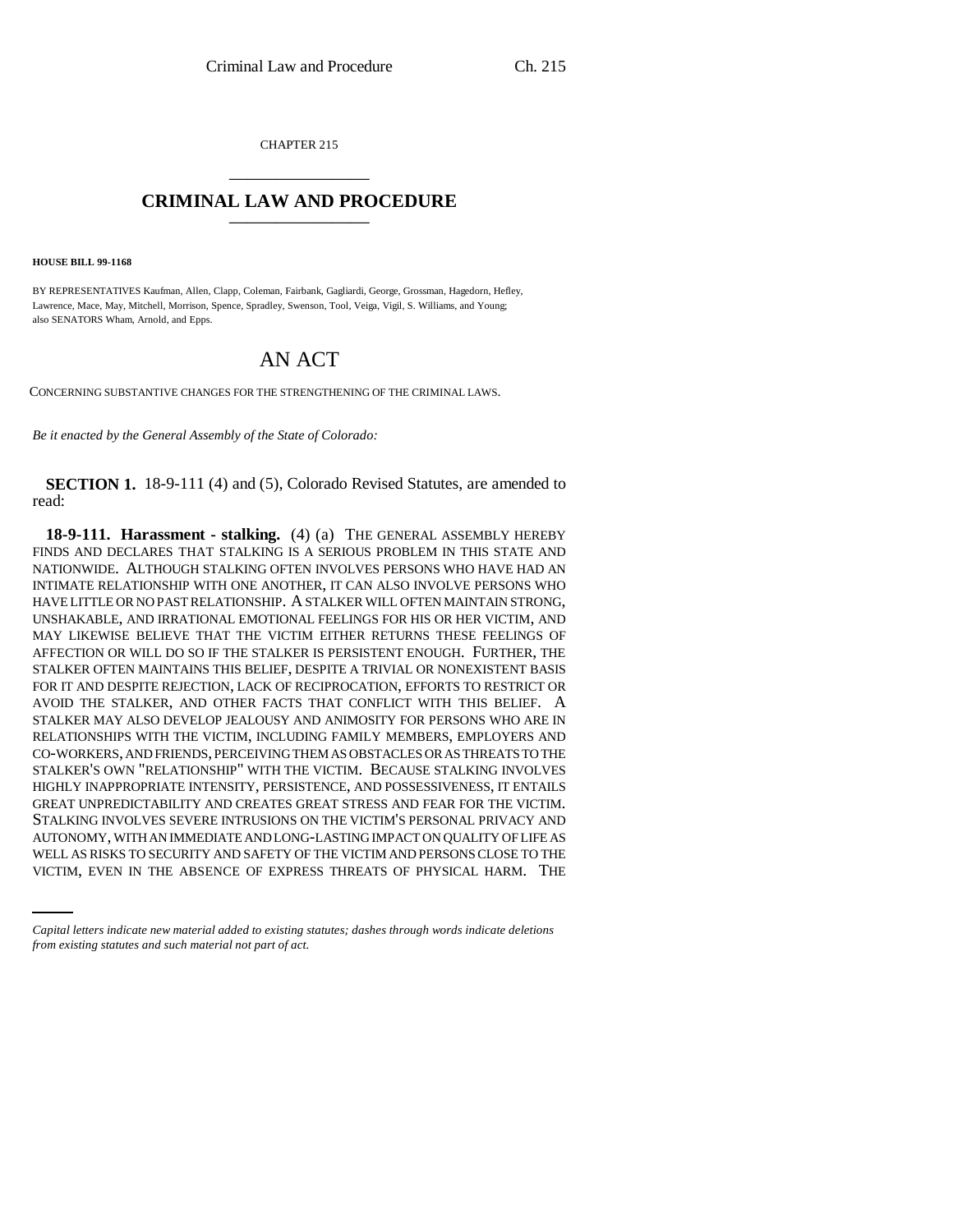CHAPTER 215

# CRIMINAL LAW AND PROCEDURE

**HOUSE BILL 99-1168**

BY REPRESENTATIVES Kaufman, Allen, Clapp, Coleman, Fairbank, Gagliardi, George, Grossman, Hagedorn, Hefley, Lawrence, Mace, May, Mitchell, Morrison, Spence, Spradley, Swenson, Tool, Veiga, Vigil, S. Williams, and Young; also SENATORS Wham, Arnold, and Epps.

# AN ACT

CONCERNING SUBSTANTIVE CHANGES FOR THE STRENGTHENING OF THE CRIMINAL LAWS.

*Be it enacted by the General Assembly of the State of Colorado:*

**SECTION 1.** 18-9-111 (4) and (5), Colorado Revised Statutes, are amended to read:

**18-9-111. Harassment - stalking.** (4) (a) THE GENERAL ASSEMBLY HEREBY FINDS AND DECLARES THAT STALKING IS A SERIOUS PROBLEM IN THIS STATE AND NATIONWIDE. ALTHOUGH STALKING OFTEN INVOLVES PERSONS WHO HAVE HAD AN INTIMATE RELATIONSHIP WITH ONE ANOTHER, IT CAN ALSO INVOLVE PERSONS WHO HAVE LITTLE OR NO PAST RELATIONSHIP. A STALKER WILL OFTEN MAINTAIN STRONG, UNSHAKABLE, AND IRRATIONAL EMOTIONAL FEELINGS FOR HIS OR HER VICTIM, AND MAY LIKEWISE BELIEVE THAT THE VICTIM EITHER RETURNS THESE FEELINGS OF AFFECTION OR WILL DO SO IF THE STALKER IS PERSISTENT ENOUGH. FURTHER, THE STALKER OFTEN MAINTAINS THIS BELIEF, DESPITE A TRIVIAL OR NONEXISTENT BASIS FOR IT AND DESPITE REJECTION, LACK OF RECIPROCATION, EFFORTS TO RESTRICT OR AVOID THE STALKER, AND OTHER FACTS THAT CONFLICT WITH THIS BELIEF. A STALKER MAY ALSO DEVELOP JEALOUSY AND ANIMOSITY FOR PERSONS WHO ARE IN RELATIONSHIPS WITH THE VICTIM, INCLUDING FAMILY MEMBERS, EMPLOYERS AND CO-WORKERS, AND FRIENDS, PERCEIVING THEM AS OBSTACLES OR AS THREATS TO THE STALKER'S OWN "RELATIONSHIP" WITH THE VICTIM. BECAUSE STALKING INVOLVES HIGHLY INAPPROPRIATE INTENSITY, PERSISTENCE, AND POSSESSIVENESS, IT ENTAILS GREAT UNPREDICTABILITY AND CREATES GREAT STRESS AND FEAR FOR THE VICTIM. STALKING INVOLVES SEVERE INTRUSIONS ON THE VICTIM'S PERSONAL PRIVACY AND AUTONOMY, WITH AN IMMEDIATE AND LONG-LASTING IMPACT ON QUALITY OF LIFE AS WELL AS RISKS TO SECURITY AND SAFETY OF THE VICTIM AND PERSONS CLOSE TO THE VICTIM, EVEN IN THE ABSENCE OF EXPRESS THREATS OF PHYSICAL HARM. THE

*Capital letters indicate new material added to existing statutes; dashes through words indicate deletions from existing statutes and such material not part of act.*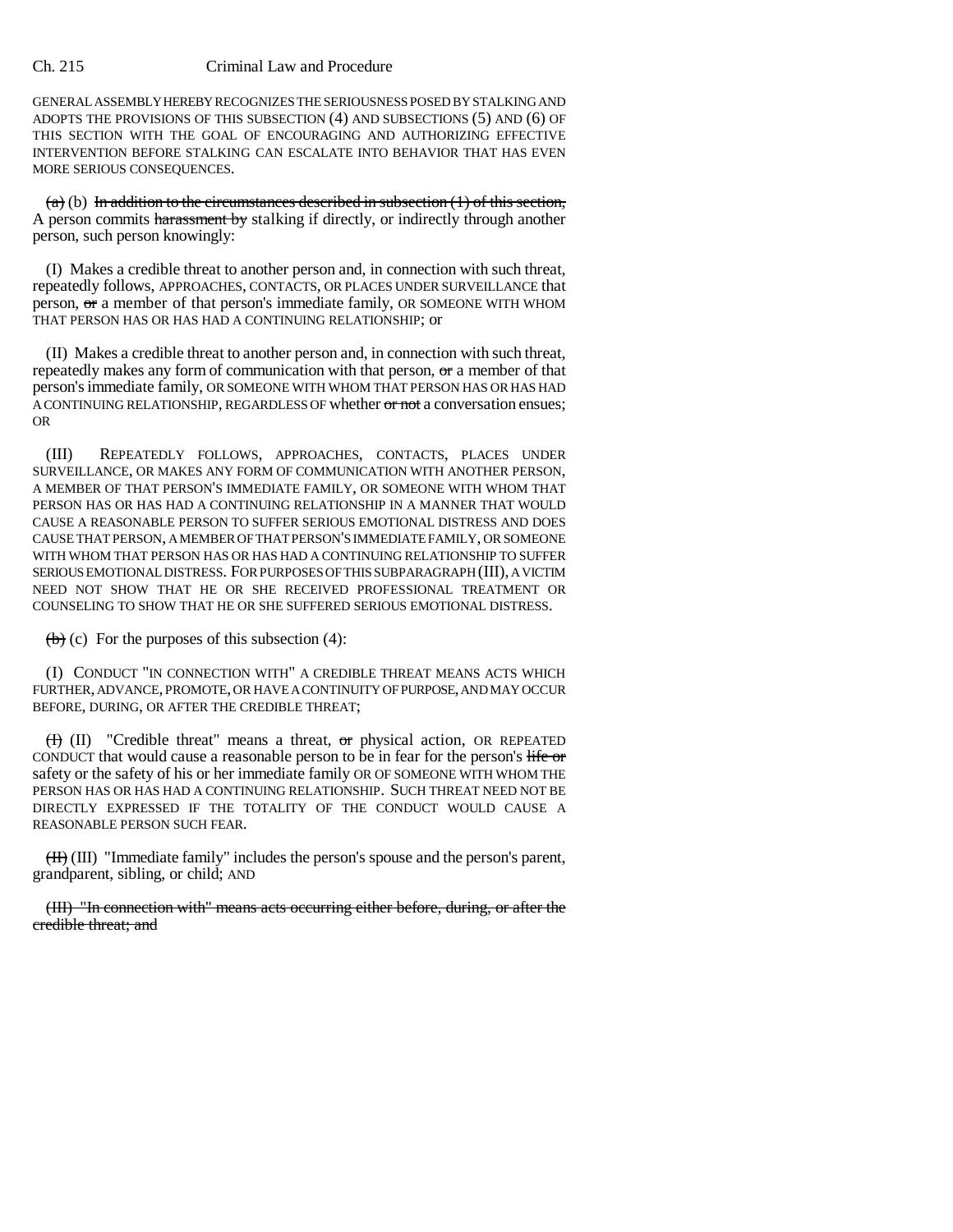GENERAL ASSEMBLY HEREBY RECOGNIZES THE SERIOUSNESS POSED BY STALKING AND ADOPTS THE PROVISIONS OF THIS SUBSECTION (4) AND SUBSECTIONS (5) AND (6) OF THIS SECTION WITH THE GOAL OF ENCOURAGING AND AUTHORIZING EFFECTIVE INTERVENTION BEFORE STALKING CAN ESCALATE INTO BEHAVIOR THAT HAS EVEN MORE SERIOUS CONSEQUENCES.

~~(a)~~ (b) ~~In addition to the circumstances described in subsection (1) of this section,~~ A person commits ~~harassment by~~ stalking if directly, or indirectly through another person, such person knowingly:

(I) Makes a credible threat to another person and, in connection with such threat, repeatedly follows, APPROACHES, CONTACTS, OR PLACES UNDER SURVEILLANCE that person, ~~or~~ a member of that person's immediate family, OR SOMEONE WITH WHOM THAT PERSON HAS OR HAS HAD A CONTINUING RELATIONSHIP; or

(II) Makes a credible threat to another person and, in connection with such threat, repeatedly makes any form of communication with that person, ~~or~~ a member of that person's immediate family, OR SOMEONE WITH WHOM THAT PERSON HAS OR HAS HAD A CONTINUING RELATIONSHIP, REGARDLESS OF whether ~~or not~~ a conversation ensues; OR

(III) REPEATEDLY FOLLOWS, APPROACHES, CONTACTS, PLACES UNDER SURVEILLANCE, OR MAKES ANY FORM OF COMMUNICATION WITH ANOTHER PERSON, A MEMBER OF THAT PERSON'S IMMEDIATE FAMILY, OR SOMEONE WITH WHOM THAT PERSON HAS OR HAS HAD A CONTINUING RELATIONSHIP IN A MANNER THAT WOULD CAUSE A REASONABLE PERSON TO SUFFER SERIOUS EMOTIONAL DISTRESS AND DOES CAUSE THAT PERSON, A MEMBER OF THAT PERSON'S IMMEDIATE FAMILY, OR SOMEONE WITH WHOM THAT PERSON HAS OR HAS HAD A CONTINUING RELATIONSHIP TO SUFFER SERIOUS EMOTIONAL DISTRESS. FOR PURPOSES OF THIS SUBPARAGRAPH (III), A VICTIM NEED NOT SHOW THAT HE OR SHE RECEIVED PROFESSIONAL TREATMENT OR COUNSELING TO SHOW THAT HE OR SHE SUFFERED SERIOUS EMOTIONAL DISTRESS.

~~(b)~~ (c) For the purposes of this subsection (4):

(I) CONDUCT "IN CONNECTION WITH" A CREDIBLE THREAT MEANS ACTS WHICH FURTHER, ADVANCE, PROMOTE, OR HAVE A CONTINUITY OF PURPOSE, AND MAY OCCUR BEFORE, DURING, OR AFTER THE CREDIBLE THREAT;

~~(I)~~ (II) "Credible threat" means a threat, ~~or~~ physical action, OR REPEATED CONDUCT that would cause a reasonable person to be in fear for the person's ~~life or~~ safety or the safety of his or her immediate family OR OF SOMEONE WITH WHOM THE PERSON HAS OR HAS HAD A CONTINUING RELATIONSHIP. SUCH THREAT NEED NOT BE DIRECTLY EXPRESSED IF THE TOTALITY OF THE CONDUCT WOULD CAUSE A REASONABLE PERSON SUCH FEAR.

~~(II)~~ (III) "Immediate family" includes the person's spouse and the person's parent, grandparent, sibling, or child; AND

~~(III) "In connection with" means acts occurring either before, during, or after the credible threat; and~~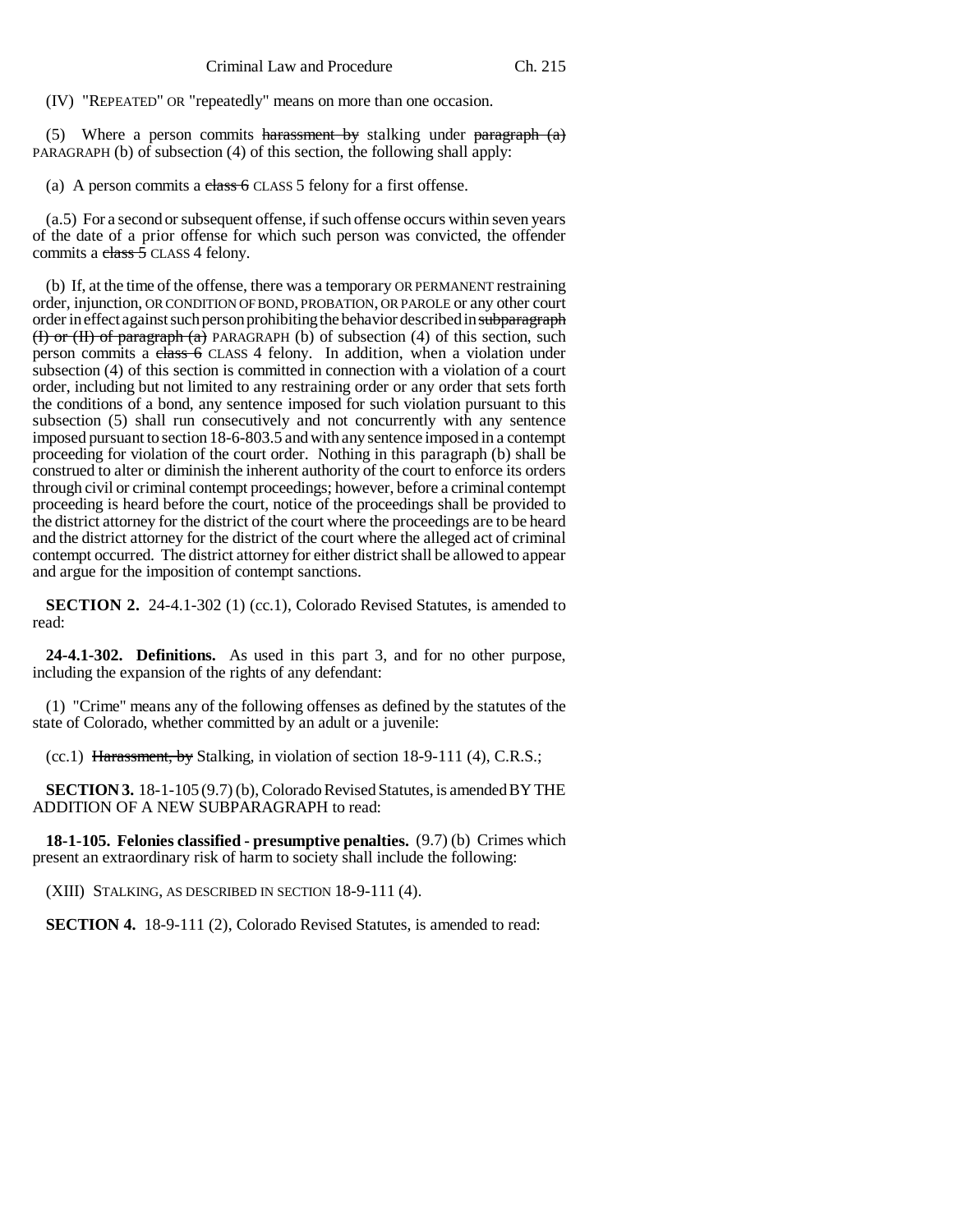(IV) "REPEATED" OR "repeatedly" means on more than one occasion.

(5) Where a person commits ~~harassment by~~ stalking under ~~paragraph (a)~~ PARAGRAPH (b) of subsection (4) of this section, the following shall apply:

(a) A person commits a ~~class 6~~ CLASS 5 felony for a first offense.

(a.5) For a second or subsequent offense, if such offense occurs within seven years of the date of a prior offense for which such person was convicted, the offender commits a ~~class 5~~ CLASS 4 felony.

(b) If, at the time of the offense, there was a temporary OR PERMANENT restraining order, injunction, OR CONDITION OF BOND, PROBATION, OR PAROLE or any other court order in effect against such person prohibiting the behavior described in ~~subparagraph (I) or (II) of paragraph (a)~~ PARAGRAPH (b) of subsection (4) of this section, such person commits a ~~class 6~~ CLASS 4 felony. In addition, when a violation under subsection (4) of this section is committed in connection with a violation of a court order, including but not limited to any restraining order or any order that sets forth the conditions of a bond, any sentence imposed for such violation pursuant to this subsection (5) shall run consecutively and not concurrently with any sentence imposed pursuant to section 18-6-803.5 and with any sentence imposed in a contempt proceeding for violation of the court order. Nothing in this paragraph (b) shall be construed to alter or diminish the inherent authority of the court to enforce its orders through civil or criminal contempt proceedings; however, before a criminal contempt proceeding is heard before the court, notice of the proceedings shall be provided to the district attorney for the district of the court where the proceedings are to be heard and the district attorney for the district of the court where the alleged act of criminal contempt occurred. The district attorney for either district shall be allowed to appear and argue for the imposition of contempt sanctions.

**SECTION 2.** 24-4.1-302 (1) (cc.1), Colorado Revised Statutes, is amended to read:

**24-4.1-302. Definitions.** As used in this part 3, and for no other purpose, including the expansion of the rights of any defendant:

(1) "Crime" means any of the following offenses as defined by the statutes of the state of Colorado, whether committed by an adult or a juvenile:

(cc.1) ~~Harassment, by~~ Stalking, in violation of section 18-9-111 (4), C.R.S.;

**SECTION 3.** 18-1-105 (9.7) (b), Colorado Revised Statutes, is amended BY THE ADDITION OF A NEW SUBPARAGRAPH to read:

**18-1-105. Felonies classified - presumptive penalties.** (9.7) (b) Crimes which present an extraordinary risk of harm to society shall include the following:

(XIII) STALKING, AS DESCRIBED IN SECTION 18-9-111 (4).

**SECTION 4.** 18-9-111 (2), Colorado Revised Statutes, is amended to read: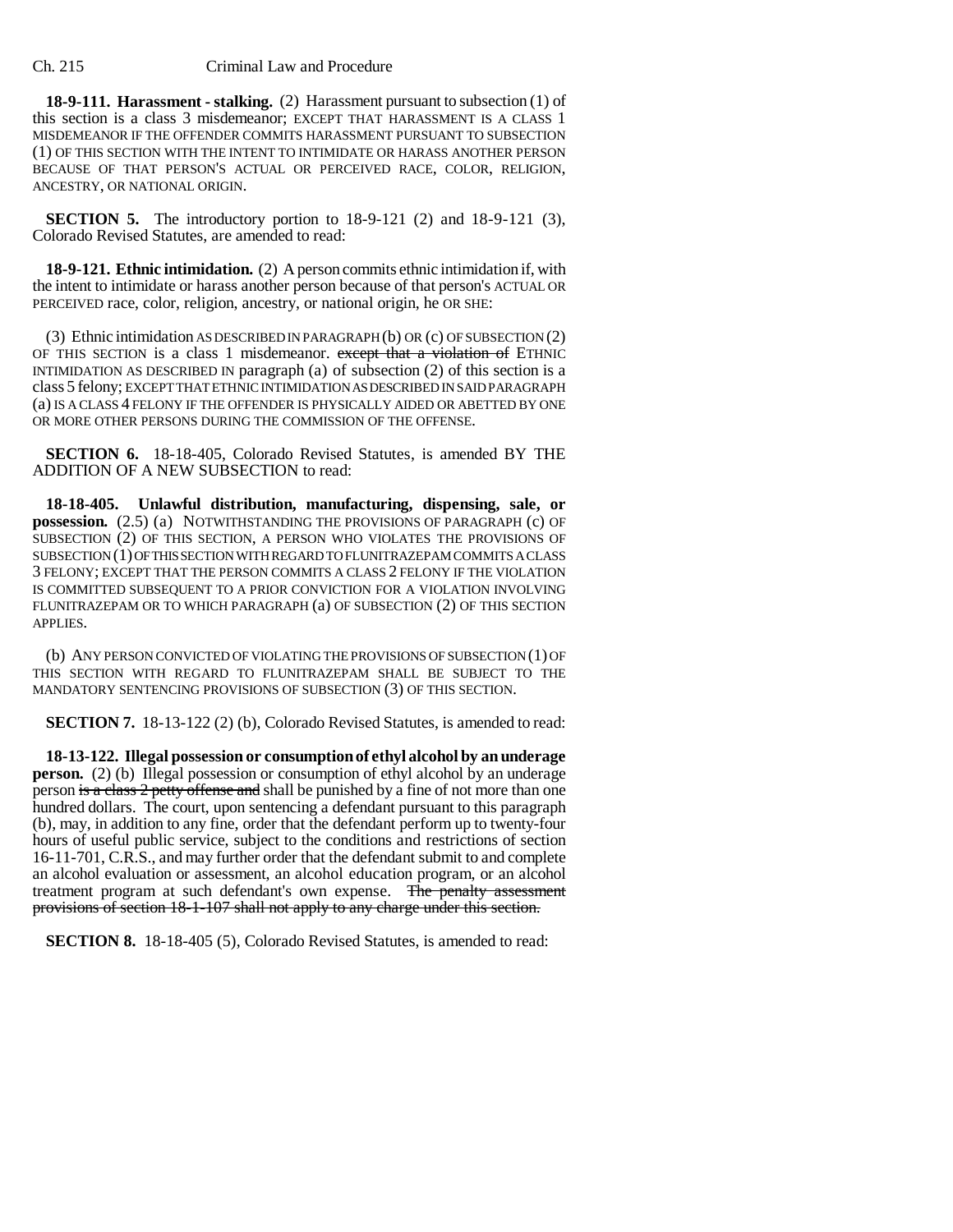**18-9-111. Harassment - stalking.** (2) Harassment pursuant to subsection (1) of this section is a class 3 misdemeanor; EXCEPT THAT HARASSMENT IS A CLASS 1 MISDEMEANOR IF THE OFFENDER COMMITS HARASSMENT PURSUANT TO SUBSECTION (1) OF THIS SECTION WITH THE INTENT TO INTIMIDATE OR HARASS ANOTHER PERSON BECAUSE OF THAT PERSON'S ACTUAL OR PERCEIVED RACE, COLOR, RELIGION, ANCESTRY, OR NATIONAL ORIGIN.

**SECTION 5.** The introductory portion to 18-9-121 (2) and 18-9-121 (3), Colorado Revised Statutes, are amended to read:

**18-9-121. Ethnic intimidation.** (2) A person commits ethnic intimidation if, with the intent to intimidate or harass another person because of that person's ACTUAL OR PERCEIVED race, color, religion, ancestry, or national origin, he OR SHE:

(3) Ethnic intimidation AS DESCRIBED IN PARAGRAPH (b) OR (c) OF SUBSECTION (2) OF THIS SECTION is a class 1 misdemeanor. ~~except that a violation of~~ ETHNIC INTIMIDATION AS DESCRIBED IN paragraph (a) of subsection (2) of this section is a class 5 felony; EXCEPT THAT ETHNIC INTIMIDATION AS DESCRIBED IN SAID PARAGRAPH (a) IS A CLASS 4 FELONY IF THE OFFENDER IS PHYSICALLY AIDED OR ABETTED BY ONE OR MORE OTHER PERSONS DURING THE COMMISSION OF THE OFFENSE.

**SECTION 6.** 18-18-405, Colorado Revised Statutes, is amended BY THE ADDITION OF A NEW SUBSECTION to read:

**18-18-405. Unlawful distribution, manufacturing, dispensing, sale, or possession.** (2.5) (a) NOTWITHSTANDING THE PROVISIONS OF PARAGRAPH (c) OF SUBSECTION (2) OF THIS SECTION, A PERSON WHO VIOLATES THE PROVISIONS OF SUBSECTION (1) OF THIS SECTION WITH REGARD TO FLUNITRAZEPAM COMMITS A CLASS 3 FELONY; EXCEPT THAT THE PERSON COMMITS A CLASS 2 FELONY IF THE VIOLATION IS COMMITTED SUBSEQUENT TO A PRIOR CONVICTION FOR A VIOLATION INVOLVING FLUNITRAZEPAM OR TO WHICH PARAGRAPH (a) OF SUBSECTION (2) OF THIS SECTION APPLIES.

(b) ANY PERSON CONVICTED OF VIOLATING THE PROVISIONS OF SUBSECTION (1) OF THIS SECTION WITH REGARD TO FLUNITRAZEPAM SHALL BE SUBJECT TO THE MANDATORY SENTENCING PROVISIONS OF SUBSECTION (3) OF THIS SECTION.

**SECTION 7.** 18-13-122 (2) (b), Colorado Revised Statutes, is amended to read:

**18-13-122. Illegal possession or consumption of ethyl alcohol by an underage person.** (2) (b) Illegal possession or consumption of ethyl alcohol by an underage person ~~is a class 2 petty offense and~~ shall be punished by a fine of not more than one hundred dollars. The court, upon sentencing a defendant pursuant to this paragraph (b), may, in addition to any fine, order that the defendant perform up to twenty-four hours of useful public service, subject to the conditions and restrictions of section 16-11-701, C.R.S., and may further order that the defendant submit to and complete an alcohol evaluation or assessment, an alcohol education program, or an alcohol treatment program at such defendant's own expense. ~~The penalty assessment provisions of section 18-1-107 shall not apply to any charge under this section.~~

**SECTION 8.** 18-18-405 (5), Colorado Revised Statutes, is amended to read: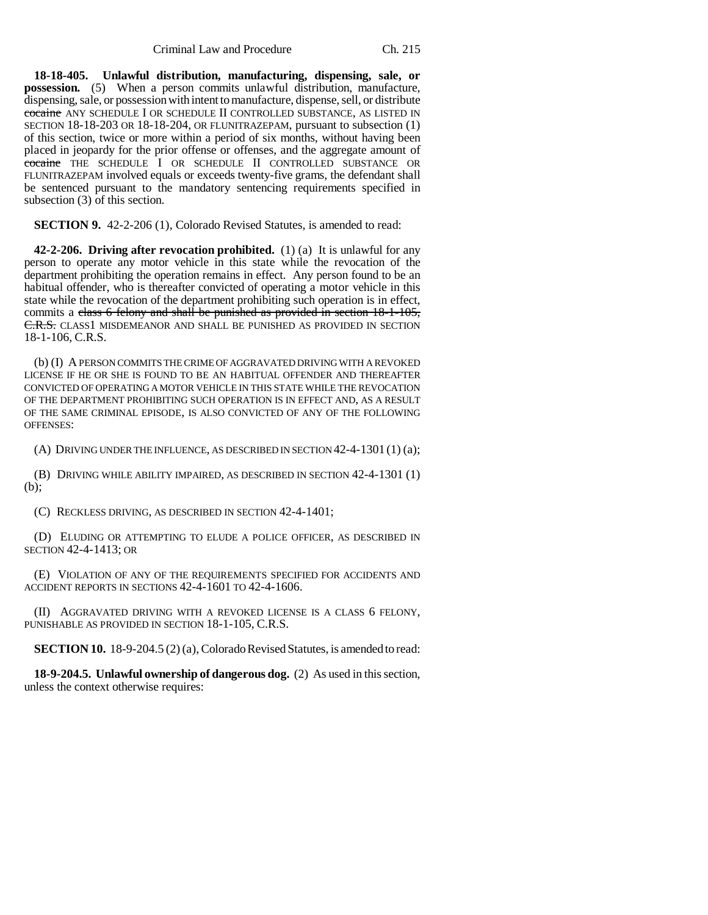**18-18-405. Unlawful distribution, manufacturing, dispensing, sale, or possession.** (5) When a person commits unlawful distribution, manufacture, dispensing, sale, or possession with intent to manufacture, dispense, sell, or distribute ~~cocaine~~ ANY SCHEDULE I OR SCHEDULE II CONTROLLED SUBSTANCE, AS LISTED IN SECTION 18-18-203 OR 18-18-204, OR FLUNITRAZEPAM, pursuant to subsection (1) of this section, twice or more within a period of six months, without having been placed in jeopardy for the prior offense or offenses, and the aggregate amount of ~~cocaine~~ THE SCHEDULE I OR SCHEDULE II CONTROLLED SUBSTANCE OR FLUNITRAZEPAM involved equals or exceeds twenty-five grams, the defendant shall be sentenced pursuant to the mandatory sentencing requirements specified in subsection (3) of this section.

**SECTION 9.** 42-2-206 (1), Colorado Revised Statutes, is amended to read:

**42-2-206. Driving after revocation prohibited.** (1) (a) It is unlawful for any person to operate any motor vehicle in this state while the revocation of the department prohibiting the operation remains in effect. Any person found to be an habitual offender, who is thereafter convicted of operating a motor vehicle in this state while the revocation of the department prohibiting such operation is in effect, commits a ~~class 6 felony and shall be punished as provided in section 18-1-105, C.R.S.~~ CLASS1 MISDEMEANOR AND SHALL BE PUNISHED AS PROVIDED IN SECTION 18-1-106, C.R.S.

(b) (I) A PERSON COMMITS THE CRIME OF AGGRAVATED DRIVING WITH A REVOKED LICENSE IF HE OR SHE IS FOUND TO BE AN HABITUAL OFFENDER AND THEREAFTER CONVICTED OF OPERATING A MOTOR VEHICLE IN THIS STATE WHILE THE REVOCATION OF THE DEPARTMENT PROHIBITING SUCH OPERATION IS IN EFFECT AND, AS A RESULT OF THE SAME CRIMINAL EPISODE, IS ALSO CONVICTED OF ANY OF THE FOLLOWING OFFENSES:

(A) DRIVING UNDER THE INFLUENCE, AS DESCRIBED IN SECTION 42-4-1301 (1) (a);

(B) DRIVING WHILE ABILITY IMPAIRED, AS DESCRIBED IN SECTION 42-4-1301 (1) (b);

(C) RECKLESS DRIVING, AS DESCRIBED IN SECTION 42-4-1401;

(D) ELUDING OR ATTEMPTING TO ELUDE A POLICE OFFICER, AS DESCRIBED IN SECTION 42-4-1413; OR

(E) VIOLATION OF ANY OF THE REQUIREMENTS SPECIFIED FOR ACCIDENTS AND ACCIDENT REPORTS IN SECTIONS 42-4-1601 TO 42-4-1606.

(II) AGGRAVATED DRIVING WITH A REVOKED LICENSE IS A CLASS 6 FELONY, PUNISHABLE AS PROVIDED IN SECTION 18-1-105, C.R.S.

**SECTION 10.** 18-9-204.5 (2) (a), Colorado Revised Statutes, is amended to read:

**18-9-204.5. Unlawful ownership of dangerous dog.** (2) As used in this section, unless the context otherwise requires: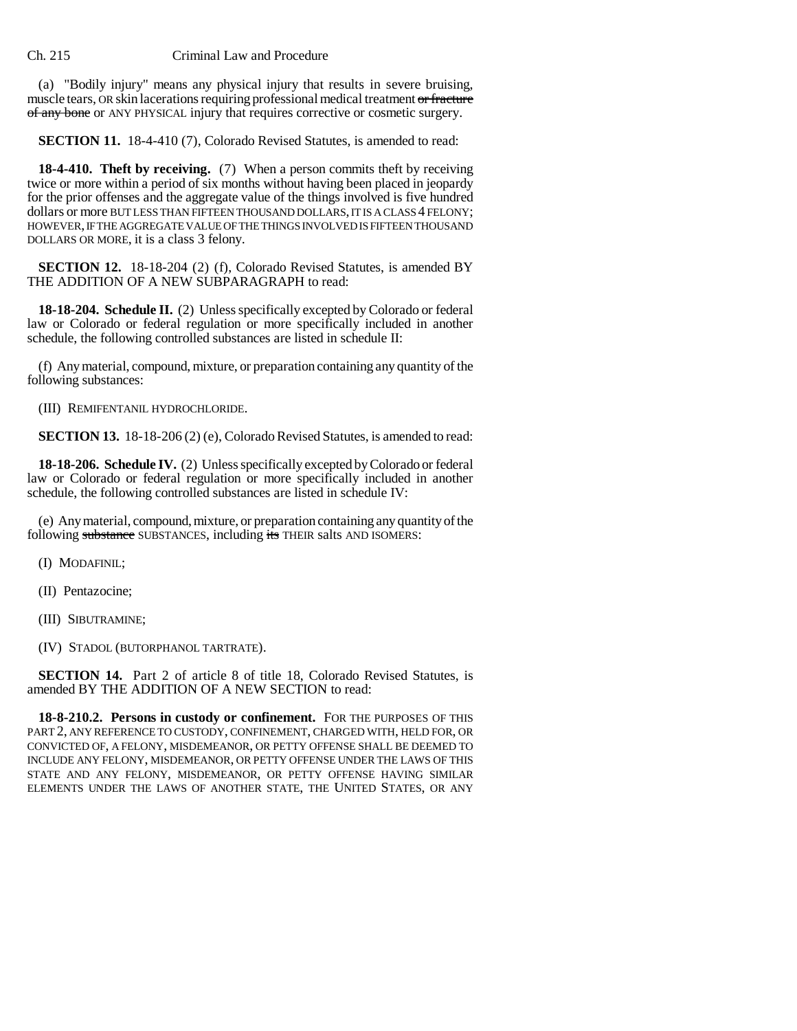(a) "Bodily injury" means any physical injury that results in severe bruising, muscle tears, OR skin lacerations requiring professional medical treatment ~~or fracture of any bone~~ or ANY PHYSICAL injury that requires corrective or cosmetic surgery.

**SECTION 11.** 18-4-410 (7), Colorado Revised Statutes, is amended to read:

**18-4-410. Theft by receiving.** (7) When a person commits theft by receiving twice or more within a period of six months without having been placed in jeopardy for the prior offenses and the aggregate value of the things involved is five hundred dollars or more BUT LESS THAN FIFTEEN THOUSAND DOLLARS, IT IS A CLASS 4 FELONY; HOWEVER, IF THE AGGREGATE VALUE OF THE THINGS INVOLVED IS FIFTEEN THOUSAND DOLLARS OR MORE, it is a class 3 felony.

**SECTION 12.** 18-18-204 (2) (f), Colorado Revised Statutes, is amended BY THE ADDITION OF A NEW SUBPARAGRAPH to read:

**18-18-204. Schedule II.** (2) Unless specifically excepted by Colorado or federal law or Colorado or federal regulation or more specifically included in another schedule, the following controlled substances are listed in schedule II:

(f) Any material, compound, mixture, or preparation containing any quantity of the following substances:

(III) REMIFENTANIL HYDROCHLORIDE.

**SECTION 13.** 18-18-206 (2) (e), Colorado Revised Statutes, is amended to read:

**18-18-206. Schedule IV.** (2) Unless specifically excepted by Colorado or federal law or Colorado or federal regulation or more specifically included in another schedule, the following controlled substances are listed in schedule IV:

(e) Any material, compound, mixture, or preparation containing any quantity of the following ~~substance~~ SUBSTANCES, including ~~its~~ THEIR salts AND ISOMERS:

(I) MODAFINIL;

(II) Pentazocine;

(III) SIBUTRAMINE;

(IV) STADOL (BUTORPHANOL TARTRATE).

**SECTION 14.** Part 2 of article 8 of title 18, Colorado Revised Statutes, is amended BY THE ADDITION OF A NEW SECTION to read:

**18-8-210.2. Persons in custody or confinement.** FOR THE PURPOSES OF THIS PART 2, ANY REFERENCE TO CUSTODY, CONFINEMENT, CHARGED WITH, HELD FOR, OR CONVICTED OF, A FELONY, MISDEMEANOR, OR PETTY OFFENSE SHALL BE DEEMED TO INCLUDE ANY FELONY, MISDEMEANOR, OR PETTY OFFENSE UNDER THE LAWS OF THIS STATE AND ANY FELONY, MISDEMEANOR, OR PETTY OFFENSE HAVING SIMILAR ELEMENTS UNDER THE LAWS OF ANOTHER STATE, THE UNITED STATES, OR ANY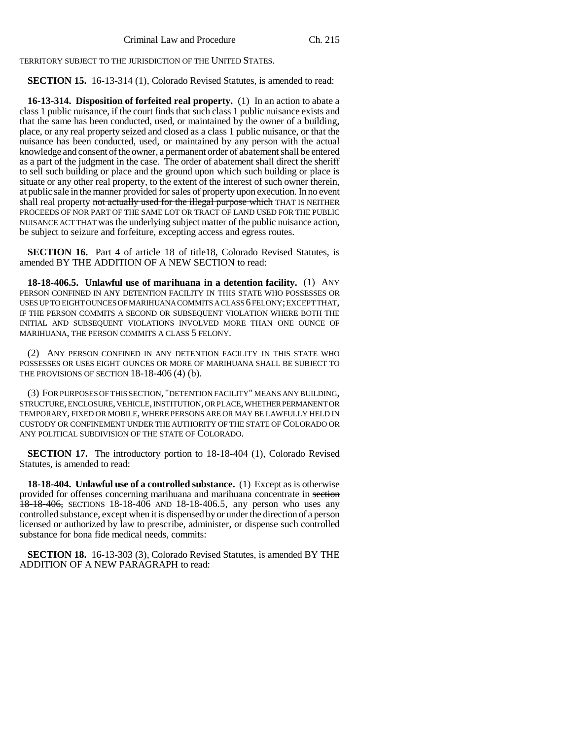TERRITORY SUBJECT TO THE JURISDICTION OF THE UNITED STATES.

**SECTION 15.** 16-13-314 (1), Colorado Revised Statutes, is amended to read:

**16-13-314. Disposition of forfeited real property.** (1) In an action to abate a class 1 public nuisance, if the court finds that such class 1 public nuisance exists and that the same has been conducted, used, or maintained by the owner of a building, place, or any real property seized and closed as a class 1 public nuisance, or that the nuisance has been conducted, used, or maintained by any person with the actual knowledge and consent of the owner, a permanent order of abatement shall be entered as a part of the judgment in the case. The order of abatement shall direct the sheriff to sell such building or place and the ground upon which such building or place is situate or any other real property, to the extent of the interest of such owner therein, at public sale in the manner provided for sales of property upon execution. In no event shall real property ~~not actually used for the illegal purpose which~~ THAT IS NEITHER PROCEEDS OF NOR PART OF THE SAME LOT OR TRACT OF LAND USED FOR THE PUBLIC NUISANCE ACT THAT was the underlying subject matter of the public nuisance action, be subject to seizure and forfeiture, excepting access and egress routes.

**SECTION 16.** Part 4 of article 18 of title18, Colorado Revised Statutes, is amended BY THE ADDITION OF A NEW SECTION to read:

**18-18-406.5. Unlawful use of marihuana in a detention facility.** (1) ANY PERSON CONFINED IN ANY DETENTION FACILITY IN THIS STATE WHO POSSESSES OR USES UP TO EIGHT OUNCES OF MARIHUANA COMMITS A CLASS 6 FELONY; EXCEPT THAT, IF THE PERSON COMMITS A SECOND OR SUBSEQUENT VIOLATION WHERE BOTH THE INITIAL AND SUBSEQUENT VIOLATIONS INVOLVED MORE THAN ONE OUNCE OF MARIHUANA, THE PERSON COMMITS A CLASS 5 FELONY.

(2) ANY PERSON CONFINED IN ANY DETENTION FACILITY IN THIS STATE WHO POSSESSES OR USES EIGHT OUNCES OR MORE OF MARIHUANA SHALL BE SUBJECT TO THE PROVISIONS OF SECTION 18-18-406 (4) (b).

(3) FOR PURPOSES OF THIS SECTION, "DETENTION FACILITY" MEANS ANY BUILDING, STRUCTURE, ENCLOSURE, VEHICLE, INSTITUTION, OR PLACE, WHETHER PERMANENT OR TEMPORARY, FIXED OR MOBILE, WHERE PERSONS ARE OR MAY BE LAWFULLY HELD IN CUSTODY OR CONFINEMENT UNDER THE AUTHORITY OF THE STATE OF COLORADO OR ANY POLITICAL SUBDIVISION OF THE STATE OF COLORADO.

**SECTION 17.** The introductory portion to 18-18-404 (1), Colorado Revised Statutes, is amended to read:

**18-18-404. Unlawful use of a controlled substance.** (1) Except as is otherwise provided for offenses concerning marihuana and marihuana concentrate in ~~section 18-18-406,~~ SECTIONS 18-18-406 AND 18-18-406.5, any person who uses any controlled substance, except when it is dispensed by or under the direction of a person licensed or authorized by law to prescribe, administer, or dispense such controlled substance for bona fide medical needs, commits:

**SECTION 18.** 16-13-303 (3), Colorado Revised Statutes, is amended BY THE ADDITION OF A NEW PARAGRAPH to read: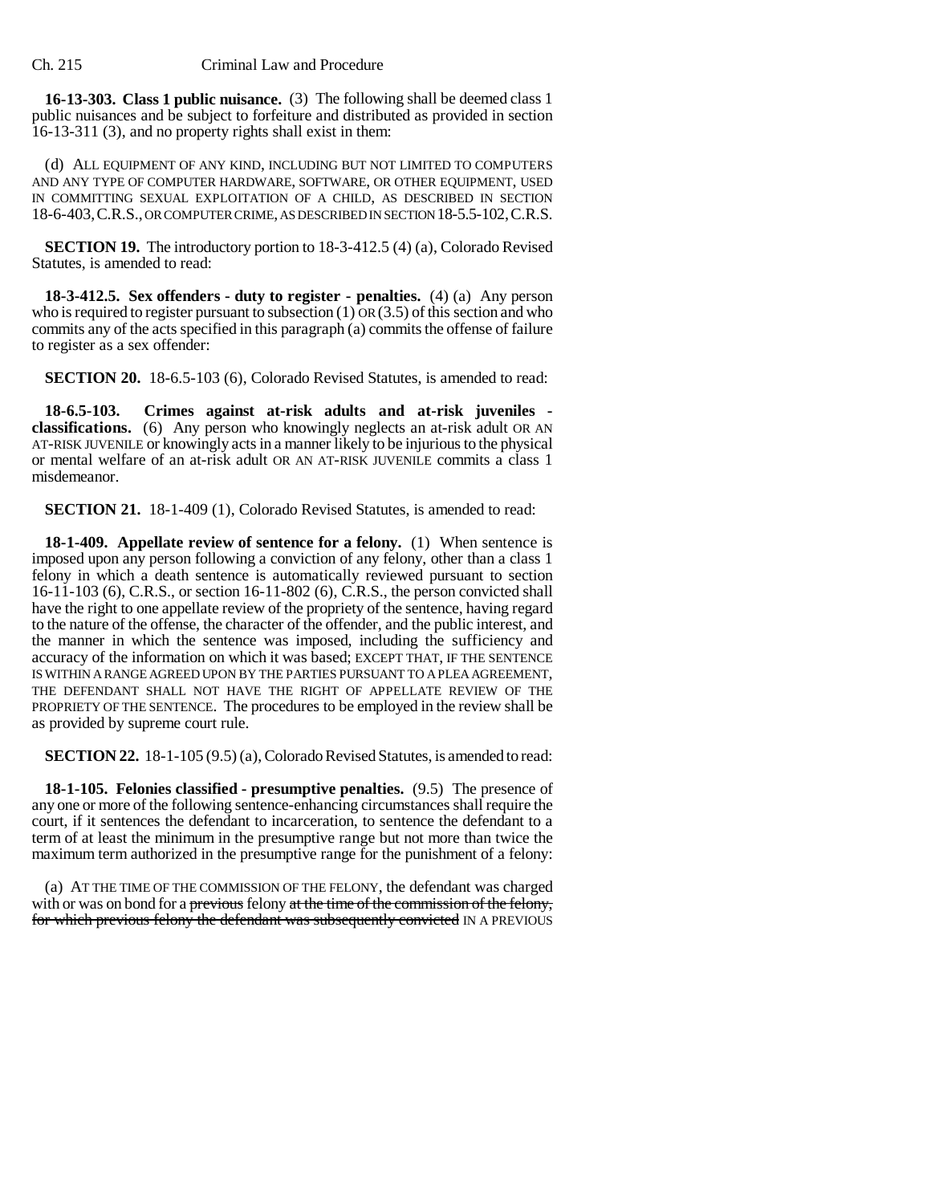**16-13-303. Class 1 public nuisance.** (3) The following shall be deemed class 1 public nuisances and be subject to forfeiture and distributed as provided in section 16-13-311 (3), and no property rights shall exist in them:

(d) ALL EQUIPMENT OF ANY KIND, INCLUDING BUT NOT LIMITED TO COMPUTERS AND ANY TYPE OF COMPUTER HARDWARE, SOFTWARE, OR OTHER EQUIPMENT, USED IN COMMITTING SEXUAL EXPLOITATION OF A CHILD, AS DESCRIBED IN SECTION 18-6-403, C.R.S., OR COMPUTER CRIME, AS DESCRIBED IN SECTION 18-5.5-102, C.R.S.

**SECTION 19.** The introductory portion to 18-3-412.5 (4) (a), Colorado Revised Statutes, is amended to read:

**18-3-412.5. Sex offenders - duty to register - penalties.** (4) (a) Any person who is required to register pursuant to subsection (1) OR (3.5) of this section and who commits any of the acts specified in this paragraph (a) commits the offense of failure to register as a sex offender:

**SECTION 20.** 18-6.5-103 (6), Colorado Revised Statutes, is amended to read:

**18-6.5-103. Crimes against at-risk adults and at-risk juveniles - classifications.** (6) Any person who knowingly neglects an at-risk adult OR AN AT-RISK JUVENILE or knowingly acts in a manner likely to be injurious to the physical or mental welfare of an at-risk adult OR AN AT-RISK JUVENILE commits a class 1 misdemeanor.

**SECTION 21.** 18-1-409 (1), Colorado Revised Statutes, is amended to read:

**18-1-409. Appellate review of sentence for a felony.** (1) When sentence is imposed upon any person following a conviction of any felony, other than a class 1 felony in which a death sentence is automatically reviewed pursuant to section 16-11-103 (6), C.R.S., or section 16-11-802 (6), C.R.S., the person convicted shall have the right to one appellate review of the propriety of the sentence, having regard to the nature of the offense, the character of the offender, and the public interest, and the manner in which the sentence was imposed, including the sufficiency and accuracy of the information on which it was based; EXCEPT THAT, IF THE SENTENCE IS WITHIN A RANGE AGREED UPON BY THE PARTIES PURSUANT TO A PLEA AGREEMENT, THE DEFENDANT SHALL NOT HAVE THE RIGHT OF APPELLATE REVIEW OF THE PROPRIETY OF THE SENTENCE. The procedures to be employed in the review shall be as provided by supreme court rule.

**SECTION 22.** 18-1-105 (9.5) (a), Colorado Revised Statutes, is amended to read:

**18-1-105. Felonies classified - presumptive penalties.** (9.5) The presence of any one or more of the following sentence-enhancing circumstances shall require the court, if it sentences the defendant to incarceration, to sentence the defendant to a term of at least the minimum in the presumptive range but not more than twice the maximum term authorized in the presumptive range for the punishment of a felony:

(a) AT THE TIME OF THE COMMISSION OF THE FELONY, the defendant was charged with or was on bond for a ~~previous~~ felony ~~at the time of the commission of the felony, for which previous felony the defendant was subsequently convicted~~ IN A PREVIOUS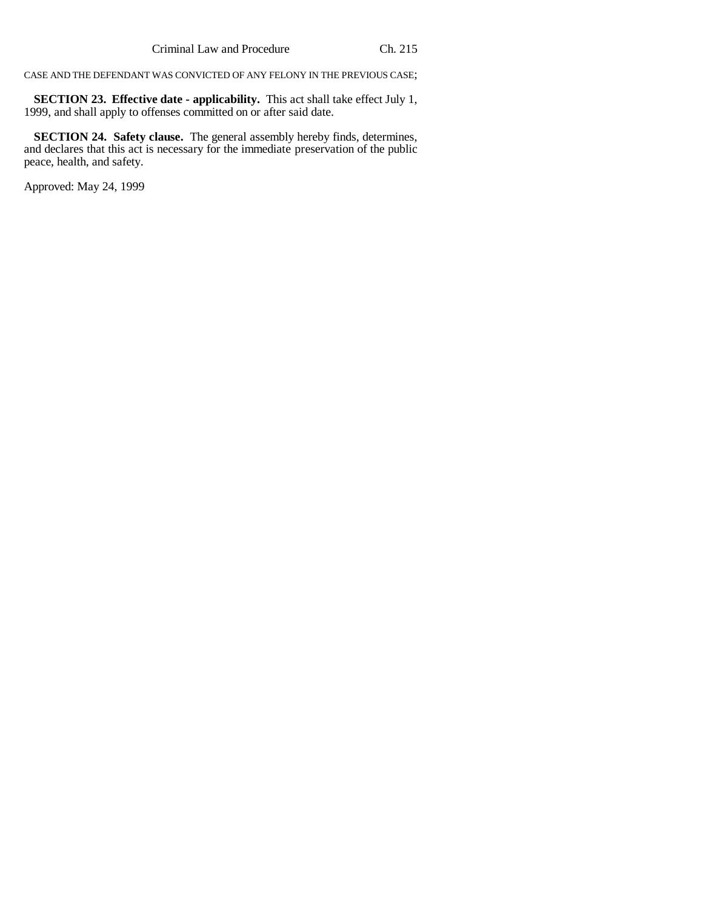CASE AND THE DEFENDANT WAS CONVICTED OF ANY FELONY IN THE PREVIOUS CASE;

**SECTION 23. Effective date - applicability.** This act shall take effect July 1, 1999, and shall apply to offenses committed on or after said date.

**SECTION 24. Safety clause.** The general assembly hereby finds, determines, and declares that this act is necessary for the immediate preservation of the public peace, health, and safety.

Approved: May 24, 1999